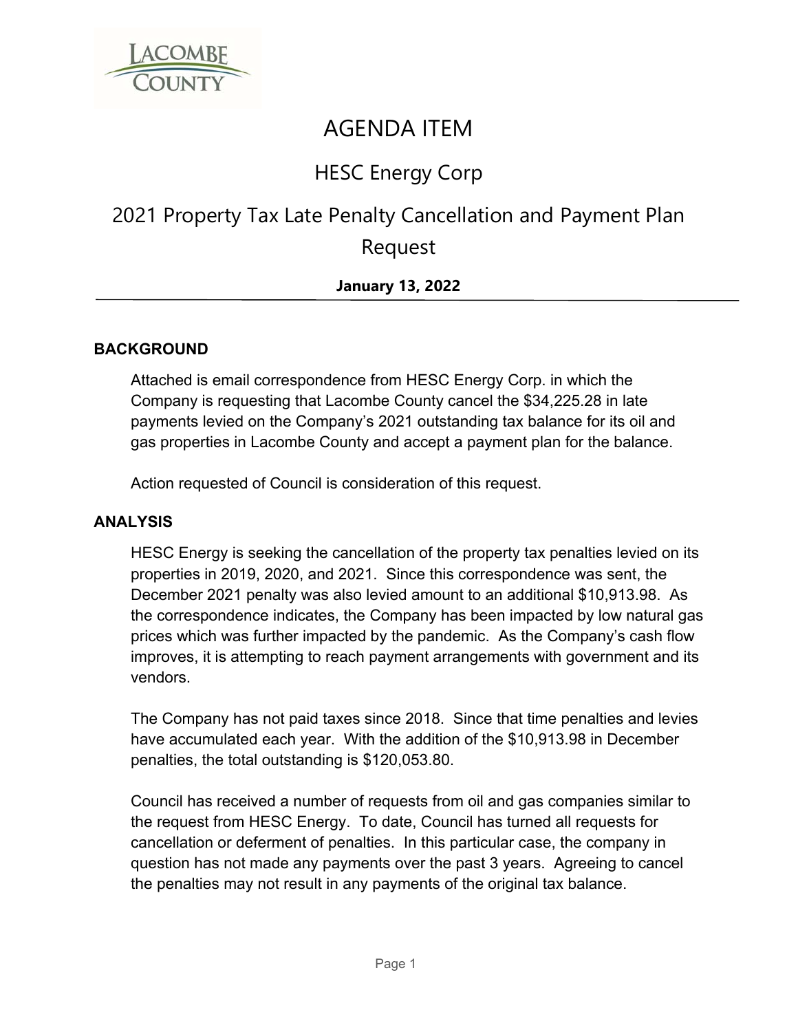# AGENDA ITEM

## HESC Energy Corp

## 2021 Property Tax Late Penalty Cancellation and Payment Plan Request

**January 13, 2022**

---

### BACKGROUND

Attached is email correspondence from HESC Energy Corp. in which the Company is requesting that Lacombe County cancel the $34,225.28 in late payments levied on the Company's 2021 outstanding tax balance for its oil and gas properties in Lacombe County and accept a payment plan for the balance.

Action requested of Council is consideration of this request.

### ANALYSIS

HESC Energy is seeking the cancellation of the property tax penalties levied on its properties in 2019, 2020, and 2021. Since this correspondence was sent, the December 2021 penalty was also levied amount to an additional $10,913.98. As the correspondence indicates, the Company has been impacted by low natural gas prices which was further impacted by the pandemic. As the Company's cash flow improves, it is attempting to reach payment arrangements with government and its vendors.

The Company has not paid taxes since 2018. Since that time penalties and levies have accumulated each year. With the addition of the $10,913.98 in December penalties, the total outstanding is $120,053.80.

Council has received a number of requests from oil and gas companies similar to the request from HESC Energy. To date, Council has turned all requests for cancellation or deferment of penalties. In this particular case, the company in question has not made any payments over the past 3 years. Agreeing to cancel the penalties may not result in any payments of the original tax balance.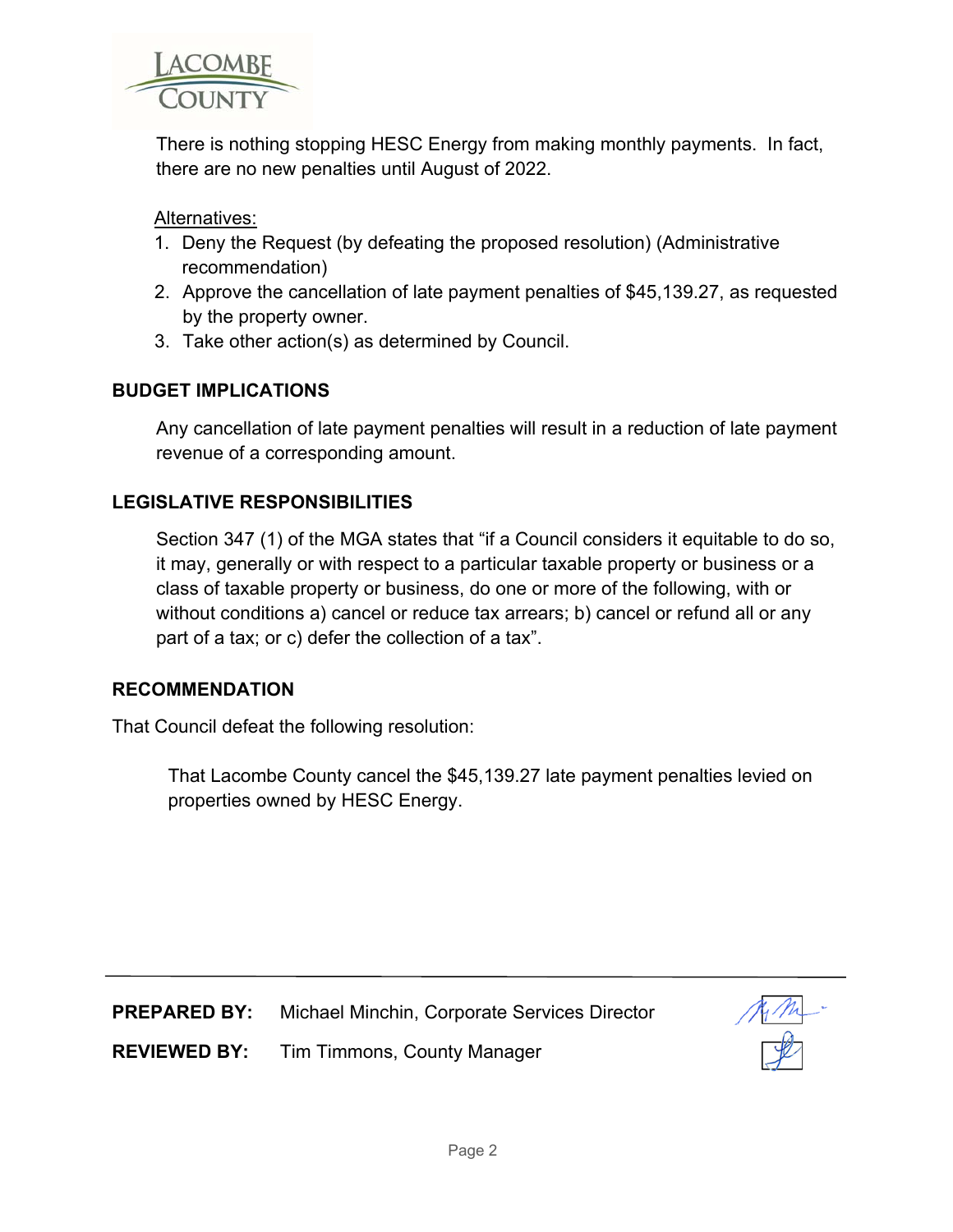There is nothing stopping HESC Energy from making monthly payments. In fact, there are no new penalties until August of 2022.

Alternatives:

1. Deny the Request (by defeating the proposed resolution) (Administrative recommendation)
2. Approve the cancellation of late payment penalties of $45,139.27, as requested by the property owner.
3. Take other action(s) as determined by Council.

## BUDGET IMPLICATIONS

Any cancellation of late payment penalties will result in a reduction of late payment revenue of a corresponding amount.

## LEGISLATIVE RESPONSIBILITIES

Section 347 (1) of the MGA states that "if a Council considers it equitable to do so, it may, generally or with respect to a particular taxable property or business or a class of taxable property or business, do one or more of the following, with or without conditions a) cancel or reduce tax arrears; b) cancel or refund all or any part of a tax; or c) defer the collection of a tax".

## RECOMMENDATION

That Council defeat the following resolution:

> That Lacombe County cancel the $45,139.27 late payment penalties levied on properties owned by HESC Energy.

---

**PREPARED BY:** Michael Minchin, Corporate Services Director

**REVIEWED BY:** Tim Timmons, County Manager